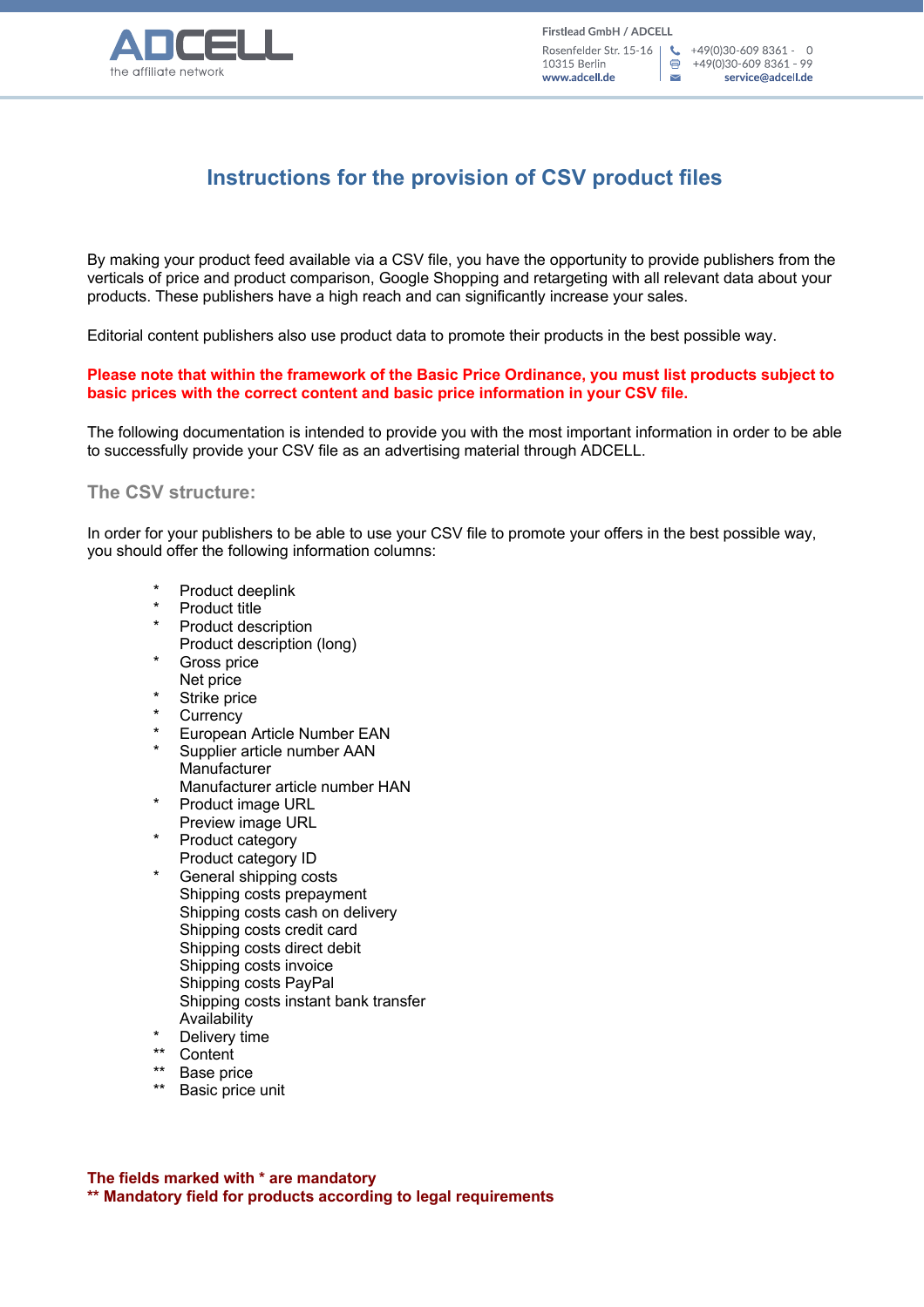# Instructions for the provision of CSV product files

By making your product feed available via a CSV file, you have the opportunity to provide publishers from the verticals of price and product comparison, Google Shopping and retargeting with all relevant data about your products. These publishers have a high reach and can significantly increase your sales.

Editorial content publishers also use product data to promote their products in the best possible way.

**Please note that within the framework of the Basic Price Ordinance, you must list products subject to basic prices with the correct content and basic price information in your CSV file.**

The following documentation is intended to provide you with the most important information in order to be able to successfully provide your CSV file as an advertising material through ADCELL.

## The CSV structure:

In order for your publishers to be able to use your CSV file to promote your offers in the best possible way, you should offer the following information columns:

```
*    Product deeplink
*    Product title
*    Product description
     Product description (long)
*    Gross price
     Net price
*    Strike price
*    Currency
*    European Article Number EAN
*    Supplier article number AAN
     Manufacturer
     Manufacturer article number HAN
*    Product image URL
     Preview image URL
*    Product category
     Product category ID
*    General shipping costs
     Shipping costs prepayment
     Shipping costs cash on delivery
     Shipping costs credit card
     Shipping costs direct debit
     Shipping costs invoice
     Shipping costs PayPal
     Shipping costs instant bank transfer
     Availability
*    Delivery time
**   Content
**   Base price
**   Basic price unit
```

**The fields marked with * are mandatory**
**** Mandatory field for products according to legal requirements**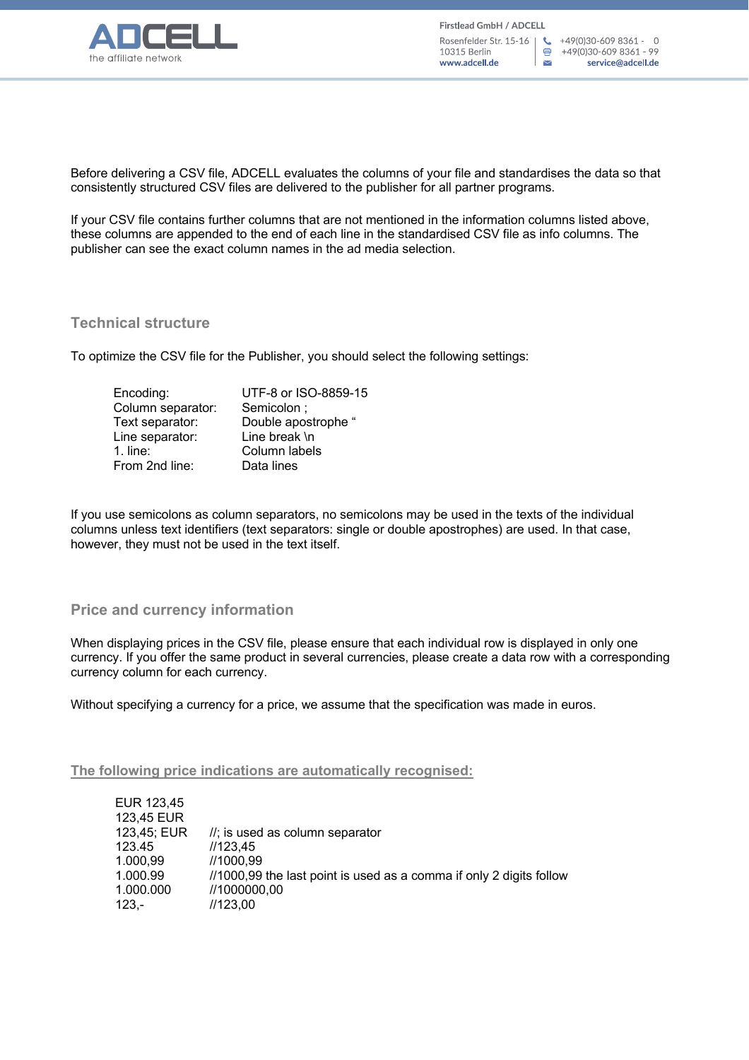Before delivering a CSV file, ADCELL evaluates the columns of your file and standardises the data so that consistently structured CSV files are delivered to the publisher for all partner programs.

If your CSV file contains further columns that are not mentioned in the information columns listed above, these columns are appended to the end of each line in the standardised CSV file as info columns. The publisher can see the exact column names in the ad media selection.

## Technical structure

To optimize the CSV file for the Publisher, you should select the following settings:

| | |
|---|---|
| Encoding: | UTF-8 or ISO-8859-15 |
| Column separator: | Semicolon ; |
| Text separator: | Double apostrophe " |
| Line separator: | Line break \n |
| 1. line: | Column labels |
| From 2nd line: | Data lines |

If you use semicolons as column separators, no semicolons may be used in the texts of the individual columns unless text identifiers (text separators: single or double apostrophes) are used. In that case, however, they must not be used in the text itself.

## Price and currency information

When displaying prices in the CSV file, please ensure that each individual row is displayed in only one currency. If you offer the same product in several currencies, please create a data row with a corresponding currency column for each currency.

Without specifying a currency for a price, we assume that the specification was made in euros.

### The following price indications are automatically recognised:

| | |
|---|---|
| EUR 123,45 | |
| 123,45 EUR | |
| 123,45; EUR | //; is used as column separator |
| 123.45 | //123,45 |
| 1.000,99 | //1000,99 |
| 1.000.99 | //1000,99 the last point is used as a comma if only 2 digits follow |
| 1.000.000 | //1000000,00 |
| 123,- | //123,00 |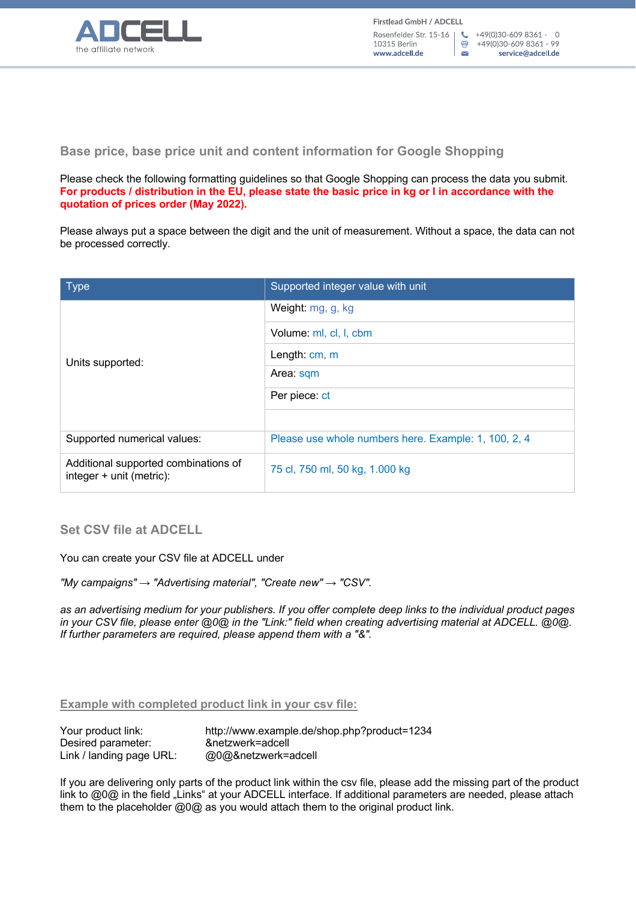## Base price, base price unit and content information for Google Shopping

Please check the following formatting guidelines so that Google Shopping can process the data you submit.
**For products / distribution in the EU, please state the basic price in kg or l in accordance with the quotation of prices order (May 2022).**

Please always put a space between the digit and the unit of measurement. Without a space, the data can not be processed correctly.

| Type | Supported integer value with unit |
|---|---|
| Units supported: | Weight: mg, g, kg |
| | Volume: ml, cl, l, cbm |
| | Length: cm, m |
| | Area: sqm |
| | Per piece: ct |
| | |
| Supported numerical values: | Please use whole numbers here. Example: 1, 100, 2, 4 |
| Additional supported combinations of integer + unit (metric): | 75 cl, 750 ml, 50 kg, 1.000 kg |

## Set CSV file at ADCELL

You can create your CSV file at ADCELL under

*"My campaigns" → "Advertising material", "Create new" → "CSV".*

*as an advertising medium for your publishers. If you offer complete deep links to the individual product pages in your CSV file, please enter @0@ in the "Link:" field when creating advertising material at ADCELL. @0@. If further parameters are required, please append them with a "&".*

### Example with completed product link in your csv file:

Your product link: http://www.example.de/shop.php?product=1234
Desired parameter: &netzwerk=adcell
Link / landing page URL: @0@&netzwerk=adcell

If you are delivering only parts of the product link within the csv file, please add the missing part of the product link to @0@ in the field „Links" at your ADCELL interface. If additional parameters are needed, please attach them to the placeholder @0@ as you would attach them to the original product link.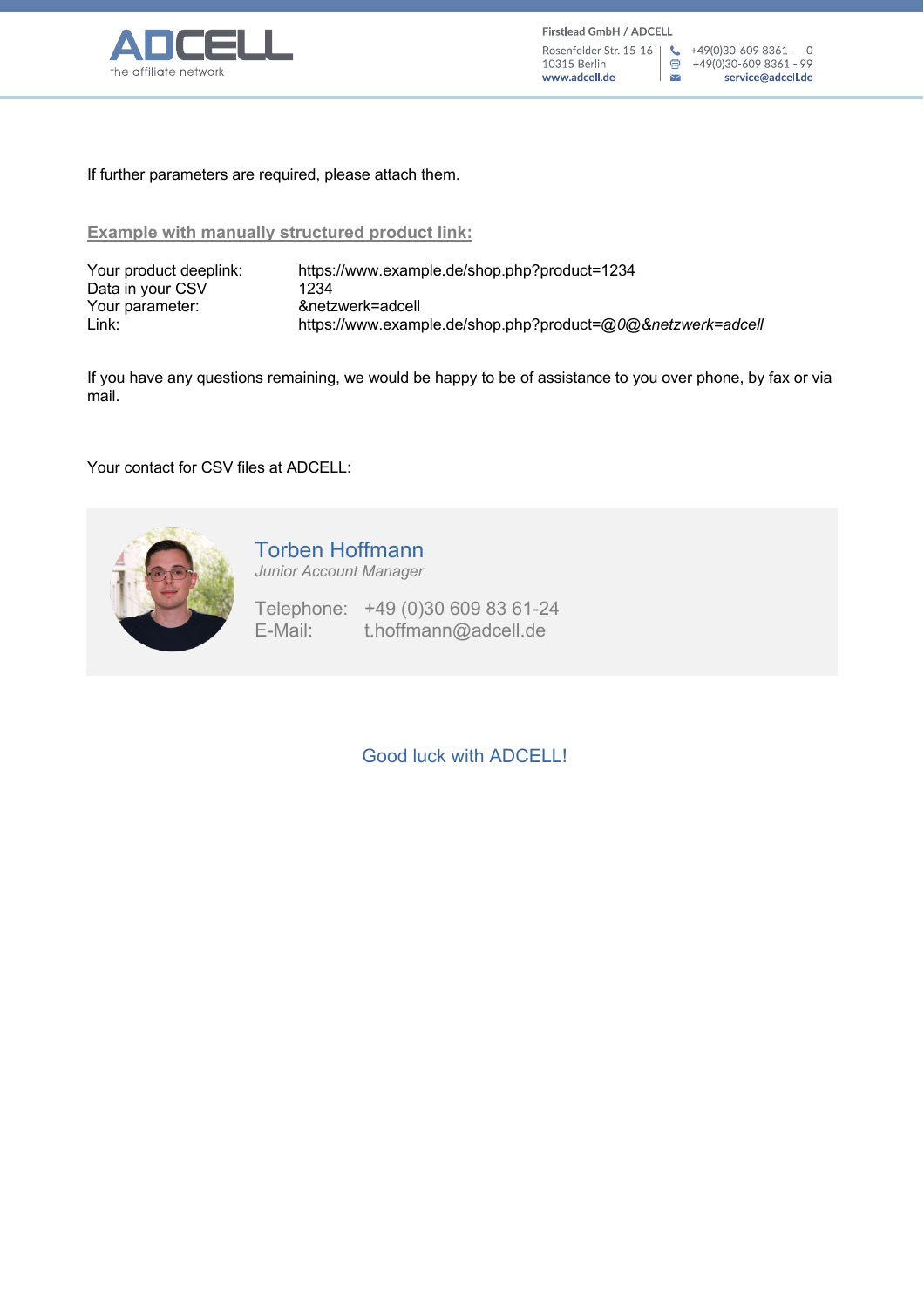If further parameters are required, please attach them.

**Example with manually structured product link:**

| | |
|---|---|
| Your product deeplink: | https://www.example.de/shop.php?product=1234 |
| Data in your CSV | 1234 |
| Your parameter: | &netzwerk=adcell |
| Link: | https://www.example.de/shop.php?product=@*0*@*&netzwerk=adcell* |

If you have any questions remaining, we would be happy to be of assistance to you over phone, by fax or via mail.

Your contact for CSV files at ADCELL:

**Torben Hoffmann**
*Junior Account Manager*

Telephone: +49 (0)30 609 83 61-24
E-Mail: t.hoffmann@adcell.de

Good luck with ADCELL!